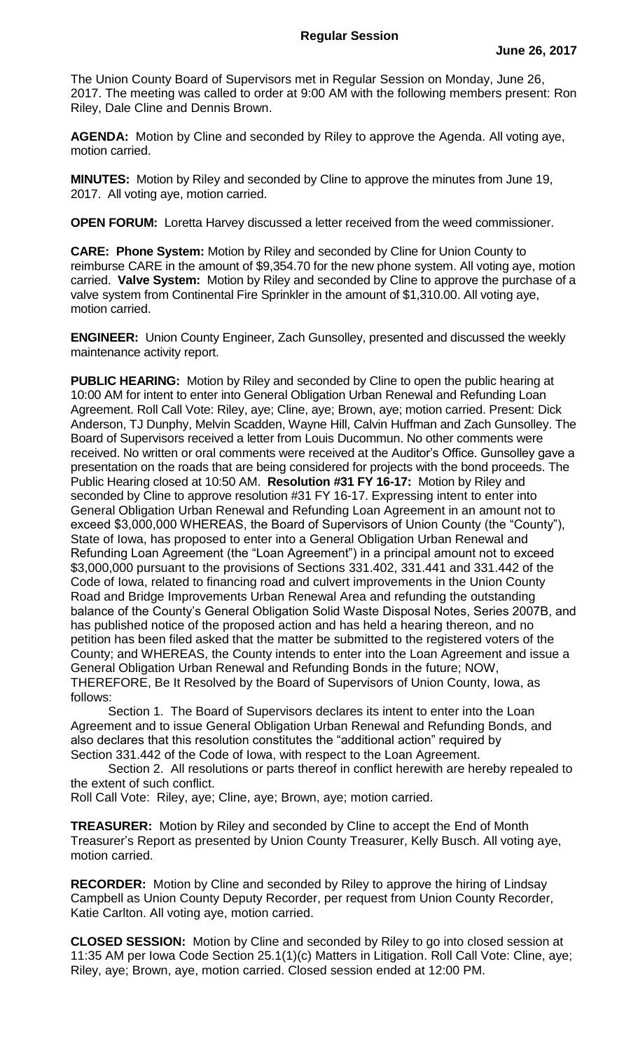# Regular Session

**June 26, 2017**

The Union County Board of Supervisors met in Regular Session on Monday, June 26, 2017. The meeting was called to order at 9:00 AM with the following members present: Ron Riley, Dale Cline and Dennis Brown.

**AGENDA:** Motion by Cline and seconded by Riley to approve the Agenda. All voting aye, motion carried.

**MINUTES:** Motion by Riley and seconded by Cline to approve the minutes from June 19, 2017. All voting aye, motion carried.

**OPEN FORUM:** Loretta Harvey discussed a letter received from the weed commissioner.

**CARE: Phone System:** Motion by Riley and seconded by Cline for Union County to reimburse CARE in the amount of $9,354.70 for the new phone system. All voting aye, motion carried. **Valve System:** Motion by Riley and seconded by Cline to approve the purchase of a valve system from Continental Fire Sprinkler in the amount of $1,310.00. All voting aye, motion carried.

**ENGINEER:** Union County Engineer, Zach Gunsolley, presented and discussed the weekly maintenance activity report.

**PUBLIC HEARING:** Motion by Riley and seconded by Cline to open the public hearing at 10:00 AM for intent to enter into General Obligation Urban Renewal and Refunding Loan Agreement. Roll Call Vote: Riley, aye; Cline, aye; Brown, aye; motion carried. Present: Dick Anderson, TJ Dunphy, Melvin Scadden, Wayne Hill, Calvin Huffman and Zach Gunsolley. The Board of Supervisors received a letter from Louis Ducommun. No other comments were received. No written or oral comments were received at the Auditor's Office. Gunsolley gave a presentation on the roads that are being considered for projects with the bond proceeds. The Public Hearing closed at 10:50 AM. **Resolution #31 FY 16-17:** Motion by Riley and seconded by Cline to approve resolution #31 FY 16-17. Expressing intent to enter into General Obligation Urban Renewal and Refunding Loan Agreement in an amount not to exceed $3,000,000 WHEREAS, the Board of Supervisors of Union County (the "County"), State of Iowa, has proposed to enter into a General Obligation Urban Renewal and Refunding Loan Agreement (the "Loan Agreement") in a principal amount not to exceed $3,000,000 pursuant to the provisions of Sections 331.402, 331.441 and 331.442 of the Code of Iowa, related to financing road and culvert improvements in the Union County Road and Bridge Improvements Urban Renewal Area and refunding the outstanding balance of the County's General Obligation Solid Waste Disposal Notes, Series 2007B, and has published notice of the proposed action and has held a hearing thereon, and no petition has been filed asked that the matter be submitted to the registered voters of the County; and WHEREAS, the County intends to enter into the Loan Agreement and issue a General Obligation Urban Renewal and Refunding Bonds in the future; NOW, THEREFORE, Be It Resolved by the Board of Supervisors of Union County, Iowa, as follows:

Section 1. The Board of Supervisors declares its intent to enter into the Loan Agreement and to issue General Obligation Urban Renewal and Refunding Bonds, and also declares that this resolution constitutes the "additional action" required by Section 331.442 of the Code of Iowa, with respect to the Loan Agreement.

Section 2. All resolutions or parts thereof in conflict herewith are hereby repealed to the extent of such conflict.

Roll Call Vote: Riley, aye; Cline, aye; Brown, aye; motion carried.

**TREASURER:** Motion by Riley and seconded by Cline to accept the End of Month Treasurer's Report as presented by Union County Treasurer, Kelly Busch. All voting aye, motion carried.

**RECORDER:** Motion by Cline and seconded by Riley to approve the hiring of Lindsay Campbell as Union County Deputy Recorder, per request from Union County Recorder, Katie Carlton. All voting aye, motion carried.

**CLOSED SESSION:** Motion by Cline and seconded by Riley to go into closed session at 11:35 AM per Iowa Code Section 25.1(1)(c) Matters in Litigation. Roll Call Vote: Cline, aye; Riley, aye; Brown, aye, motion carried. Closed session ended at 12:00 PM.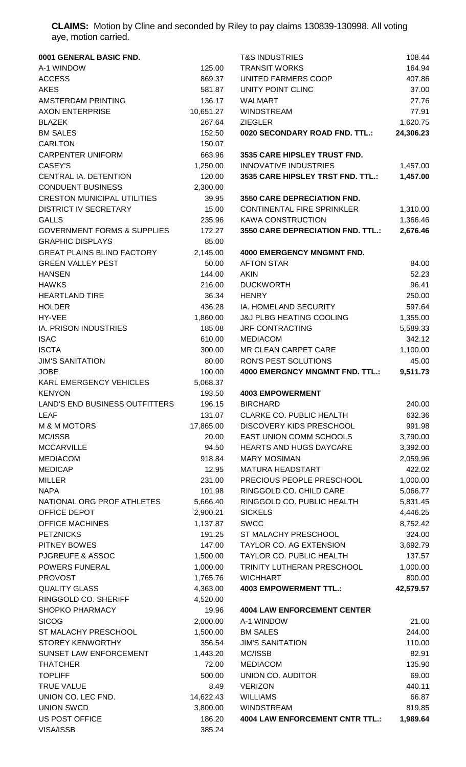**CLAIMS:** Motion by Cline and seconded by Riley to pay claims 130839-130998. All voting aye, motion carried.

| **0001 GENERAL BASIC FND.** | |
|---|---|
| A-1 WINDOW | 125.00 |
| ACCESS | 869.37 |
| AKES | 581.87 |
| AMSTERDAM PRINTING | 136.17 |
| AXON ENTERPRISE | 10,651.27 |
| BLAZEK | 267.64 |
| BM SALES | 152.50 |
| CARLTON | 150.07 |
| CARPENTER UNIFORM | 663.96 |
| CASEY'S | 1,250.00 |
| CENTRAL IA. DETENTION | 120.00 |
| CONDUENT BUSINESS | 2,300.00 |
| CRESTON MUNICIPAL UTILITIES | 39.95 |
| DISTRICT IV SECRETARY | 15.00 |
| GALLS | 235.96 |
| GOVERNMENT FORMS & SUPPLIES | 172.27 |
| GRAPHIC DISPLAYS | 85.00 |
| GREAT PLAINS BLIND FACTORY | 2,145.00 |
| GREEN VALLEY PEST | 50.00 |
| HANSEN | 144.00 |
| HAWKS | 216.00 |
| HEARTLAND TIRE | 36.34 |
| HOLDER | 436.28 |
| HY-VEE | 1,860.00 |
| IA. PRISON INDUSTRIES | 185.08 |
| ISAC | 610.00 |
| ISCTA | 300.00 |
| JIM'S SANITATION | 80.00 |
| JOBE | 100.00 |
| KARL EMERGENCY VEHICLES | 5,068.37 |
| KENYON | 193.50 |
| LAND'S END BUSINESS OUTFITTERS | 196.15 |
| LEAF | 131.07 |
| M & M MOTORS | 17,865.00 |
| MC/ISSB | 20.00 |
| MCCARVILLE | 94.50 |
| MEDIACOM | 918.84 |
| MEDICAP | 12.95 |
| MILLER | 231.00 |
| NAPA | 101.98 |
| NATIONAL ORG PROF ATHLETES | 5,666.40 |
| OFFICE DEPOT | 2,900.21 |
| OFFICE MACHINES | 1,137.87 |
| PETZNICKS | 191.25 |
| PITNEY BOWES | 147.00 |
| PJGREUFE & ASSOC | 1,500.00 |
| POWERS FUNERAL | 1,000.00 |
| PROVOST | 1,765.76 |
| QUALITY GLASS | 4,363.00 |
| RINGGOLD CO. SHERIFF | 4,520.00 |
| SHOPKO PHARMACY | 19.96 |
| SICOG | 2,000.00 |
| ST MALACHY PRESCHOOL | 1,500.00 |
| STOREY KENWORTHY | 356.54 |
| SUNSET LAW ENFORCEMENT | 1,443.20 |
| THATCHER | 72.00 |
| TOPLIFF | 500.00 |
| TRUE VALUE | 8.49 |
| UNION CO. LEC FND. | 14,622.43 |
| UNION SWCD | 3,800.00 |
| US POST OFFICE | 186.20 |
| VISA/ISSB | 385.24 |
| T&S INDUSTRIES | 108.44 |
| TRANSIT WORKS | 164.94 |
| UNITED FARMERS COOP | 407.86 |
| UNITY POINT CLINC | 37.00 |
| WALMART | 27.76 |
| WINDSTREAM | 77.91 |
| ZIEGLER | 1,620.75 |
| **0020 SECONDARY ROAD FND. TTL.:** | **24,306.23** |
| | |
| **3535 CARE HIPSLEY TRUST FND.** | |
| INNOVATIVE INDUSTRIES | 1,457.00 |
| **3535 CARE HIPSLEY TRST FND. TTL.:** | **1,457.00** |
| | |
| **3550 CARE DEPRECIATION FND.** | |
| CONTINENTAL FIRE SPRINKLER | 1,310.00 |
| KAWA CONSTRUCTION | 1,366.46 |
| **3550 CARE DEPRECIATION FND. TTL.:** | **2,676.46** |
| | |
| **4000 EMERGENCY MNGMNT FND.** | |
| AFTON STAR | 84.00 |
| AKIN | 52.23 |
| DUCKWORTH | 96.41 |
| HENRY | 250.00 |
| IA. HOMELAND SECURITY | 597.64 |
| J&J PLBG HEATING COOLING | 1,355.00 |
| JRF CONTRACTING | 5,589.33 |
| MEDIACOM | 342.12 |
| MR CLEAN CARPET CARE | 1,100.00 |
| RON'S PEST SOLUTIONS | 45.00 |
| **4000 EMERGNCY MNGMNT FND. TTL.:** | **9,511.73** |
| | |
| **4003 EMPOWERMENT** | |
| BIRCHARD | 240.00 |
| CLARKE CO. PUBLIC HEALTH | 632.36 |
| DISCOVERY KIDS PRESCHOOL | 991.98 |
| EAST UNION COMM SCHOOLS | 3,790.00 |
| HEARTS AND HUGS DAYCARE | 3,392.00 |
| MARY MOSIMAN | 2,059.96 |
| MATURA HEADSTART | 422.02 |
| PRECIOUS PEOPLE PRESCHOOL | 1,000.00 |
| RINGGOLD CO. CHILD CARE | 5,066.77 |
| RINGGOLD CO. PUBLIC HEALTH | 5,831.45 |
| SICKELS | 4,446.25 |
| SWCC | 8,752.42 |
| ST MALACHY PRESCHOOL | 324.00 |
| TAYLOR CO. AG EXTENSION | 3,692.79 |
| TAYLOR CO. PUBLIC HEALTH | 137.57 |
| TRINITY LUTHERAN PRESCHOOL | 1,000.00 |
| WICHHART | 800.00 |
| **4003 EMPOWERMENT TTL.:** | **42,579.57** |
| | |
| **4004 LAW ENFORCEMENT CENTER** | |
| A-1 WINDOW | 21.00 |
| BM SALES | 244.00 |
| JIM'S SANITATION | 110.00 |
| MC/ISSB | 82.91 |
| MEDIACOM | 135.90 |
| UNION CO. AUDITOR | 69.00 |
| VERIZON | 440.11 |
| WILLIAMS | 66.87 |
| WINDSTREAM | 819.85 |
| **4004 LAW ENFORCEMENT CNTR TTL.:** | **1,989.64** |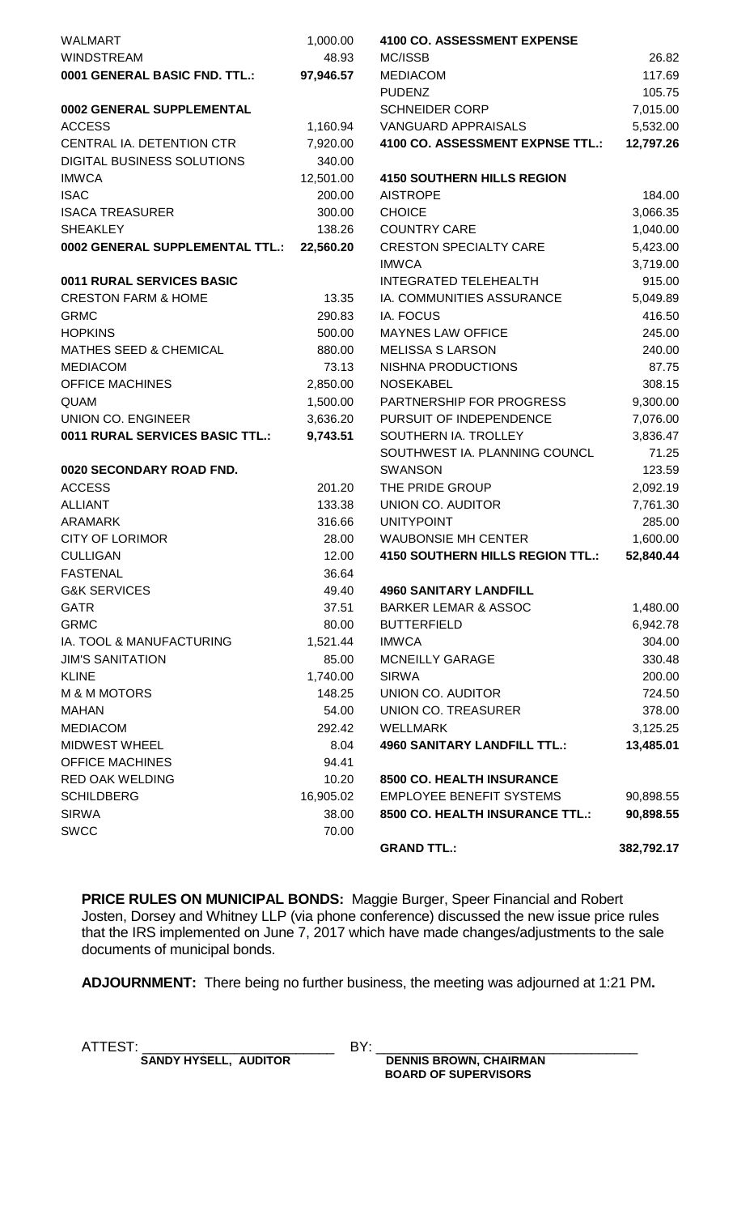| | |
|---|---|
| WALMART | 1,000.00 |
| WINDSTREAM | 48.93 |
| **0001 GENERAL BASIC FND. TTL.:** | **97,946.57** |
| | |
| **0002 GENERAL SUPPLEMENTAL** | |
| ACCESS | 1,160.94 |
| CENTRAL IA. DETENTION CTR | 7,920.00 |
| DIGITAL BUSINESS SOLUTIONS | 340.00 |
| IMWCA | 12,501.00 |
| ISAC | 200.00 |
| ISACA TREASURER | 300.00 |
| SHEAKLEY | 138.26 |
| **0002 GENERAL SUPPLEMENTAL TTL.:** | **22,560.20** |
| | |
| **0011 RURAL SERVICES BASIC** | |
| CRESTON FARM & HOME | 13.35 |
| GRMC | 290.83 |
| HOPKINS | 500.00 |
| MATHES SEED & CHEMICAL | 880.00 |
| MEDIACOM | 73.13 |
| OFFICE MACHINES | 2,850.00 |
| QUAM | 1,500.00 |
| UNION CO. ENGINEER | 3,636.20 |
| **0011 RURAL SERVICES BASIC TTL.:** | **9,743.51** |
| | |
| **0020 SECONDARY ROAD FND.** | |
| ACCESS | 201.20 |
| ALLIANT | 133.38 |
| ARAMARK | 316.66 |
| CITY OF LORIMOR | 28.00 |
| CULLIGAN | 12.00 |
| FASTENAL | 36.64 |
| G&K SERVICES | 49.40 |
| GATR | 37.51 |
| GRMC | 80.00 |
| IA. TOOL & MANUFACTURING | 1,521.44 |
| JIM'S SANITATION | 85.00 |
| KLINE | 1,740.00 |
| M & M MOTORS | 148.25 |
| MAHAN | 54.00 |
| MEDIACOM | 292.42 |
| MIDWEST WHEEL | 8.04 |
| OFFICE MACHINES | 94.41 |
| RED OAK WELDING | 10.20 |
| SCHILDBERG | 16,905.02 |
| SIRWA | 38.00 |
| SWCC | 70.00 |
| | |
| **4100 CO. ASSESSMENT EXPENSE** | |
| MC/ISSB | 26.82 |
| MEDIACOM | 117.69 |
| PUDENZ | 105.75 |
| SCHNEIDER CORP | 7,015.00 |
| VANGUARD APPRAISALS | 5,532.00 |
| **4100 CO. ASSESSMENT EXPNSE TTL.:** | **12,797.26** |
| | |
| **4150 SOUTHERN HILLS REGION** | |
| AISTROPE | 184.00 |
| CHOICE | 3,066.35 |
| COUNTRY CARE | 1,040.00 |
| CRESTON SPECIALTY CARE | 5,423.00 |
| IMWCA | 3,719.00 |
| INTEGRATED TELEHEALTH | 915.00 |
| IA. COMMUNITIES ASSURANCE | 5,049.89 |
| IA. FOCUS | 416.50 |
| MAYNES LAW OFFICE | 245.00 |
| MELISSA S LARSON | 240.00 |
| NISHNA PRODUCTIONS | 87.75 |
| NOSEKABEL | 308.15 |
| PARTNERSHIP FOR PROGRESS | 9,300.00 |
| PURSUIT OF INDEPENDENCE | 7,076.00 |
| SOUTHERN IA. TROLLEY | 3,836.47 |
| SOUTHWEST IA. PLANNING COUNCL | 71.25 |
| SWANSON | 123.59 |
| THE PRIDE GROUP | 2,092.19 |
| UNION CO. AUDITOR | 7,761.30 |
| UNITYPOINT | 285.00 |
| WAUBONSIE MH CENTER | 1,600.00 |
| **4150 SOUTHERN HILLS REGION TTL.:** | **52,840.44** |
| | |
| **4960 SANITARY LANDFILL** | |
| BARKER LEMAR & ASSOC | 1,480.00 |
| BUTTERFIELD | 6,942.78 |
| IMWCA | 304.00 |
| MCNEILLY GARAGE | 330.48 |
| SIRWA | 200.00 |
| UNION CO. AUDITOR | 724.50 |
| UNION CO. TREASURER | 378.00 |
| WELLMARK | 3,125.25 |
| **4960 SANITARY LANDFILL TTL.:** | **13,485.01** |
| | |
| **8500 CO. HEALTH INSURANCE** | |
| EMPLOYEE BENEFIT SYSTEMS | 90,898.55 |
| **8500 CO. HEALTH INSURANCE TTL.:** | **90,898.55** |
| | |
| **GRAND TTL.:** | **382,792.17** |

**PRICE RULES ON MUNICIPAL BONDS:** Maggie Burger, Speer Financial and Robert Josten, Dorsey and Whitney LLP (via phone conference) discussed the new issue price rules that the IRS implemented on June 7, 2017 which have made changes/adjustments to the sale documents of municipal bonds.

**ADJOURNMENT:** There being no further business, the meeting was adjourned at 1:21 PM**.**

ATTEST: \_\_\_\_\_\_\_\_\_\_\_\_\_\_\_\_\_\_\_\_\_\_\_\_\_
**SANDY HYSELL, AUDITOR**

BY: \_\_\_\_\_\_\_\_\_\_\_\_\_\_\_\_\_\_\_\_\_\_\_\_\_\_\_\_\_\_\_\_\_\_
**DENNIS BROWN, CHAIRMAN**
**BOARD OF SUPERVISORS**